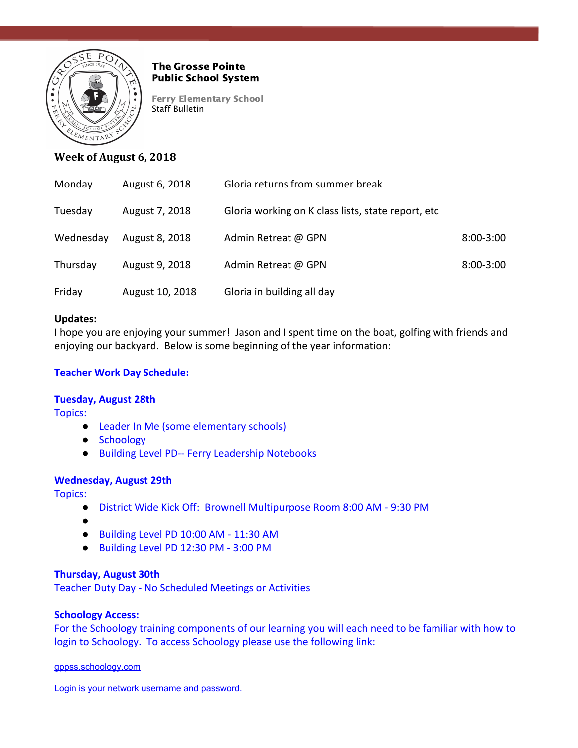**The Grosse Pointe Public School System**

**Ferry Elementary School**
Staff Bulletin

### Week of August 6, 2018

| | | | |
|---|---|---|---|
| Monday | August 6, 2018 | Gloria returns from summer break | |
| Tuesday | August 7, 2018 | Gloria working on K class lists, state report, etc | |
| Wednesday | August 8, 2018 | Admin Retreat @ GPN | 8:00-3:00 |
| Thursday | August 9, 2018 | Admin Retreat @ GPN | 8:00-3:00 |
| Friday | August 10, 2018 | Gloria in building all day | |

**Updates:**
I hope you are enjoying your summer! Jason and I spent time on the boat, golfing with friends and enjoying our backyard. Below is some beginning of the year information:

**Teacher Work Day Schedule:**

**Tuesday, August 28th**
Topics:

- Leader In Me (some elementary schools)
- Schoology
- Building Level PD-- Ferry Leadership Notebooks

**Wednesday, August 29th**
Topics:

- District Wide Kick Off: Brownell Multipurpose Room 8:00 AM - 9:30 PM
- 
- Building Level PD 10:00 AM - 11:30 AM
- Building Level PD 12:30 PM - 3:00 PM

**Thursday, August 30th**
Teacher Duty Day - No Scheduled Meetings or Activities

**Schoology Access:**
For the Schoology training components of our learning you will each need to be familiar with how to login to Schoology. To access Schoology please use the following link:

gppss.schoology.com

Login is your network username and password.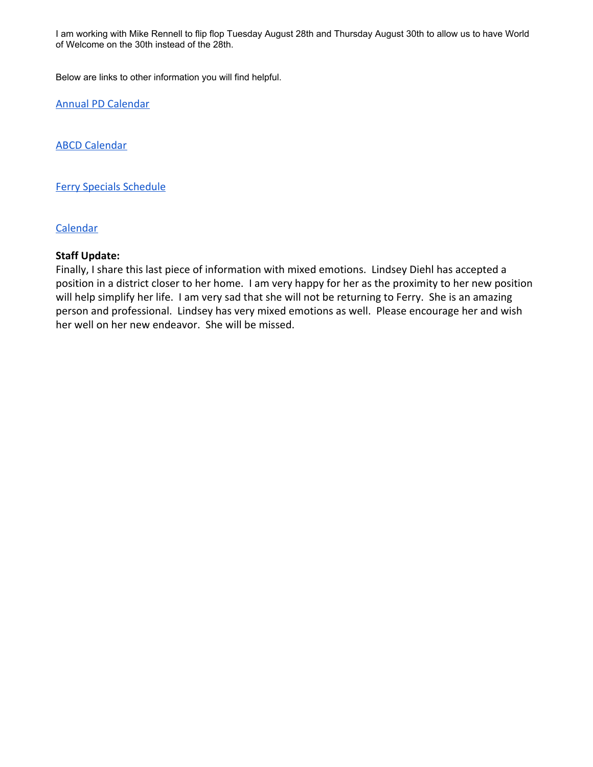I am working with Mike Rennell to flip flop Tuesday August 28th and Thursday August 30th to allow us to have World of Welcome on the 30th instead of the 28th.

Below are links to other information you will find helpful.

Annual PD Calendar

ABCD Calendar

Ferry Specials Schedule

Calendar

**Staff Update:**
Finally, I share this last piece of information with mixed emotions. Lindsey Diehl has accepted a position in a district closer to her home. I am very happy for her as the proximity to her new position will help simplify her life. I am very sad that she will not be returning to Ferry. She is an amazing person and professional. Lindsey has very mixed emotions as well. Please encourage her and wish her well on her new endeavor. She will be missed.